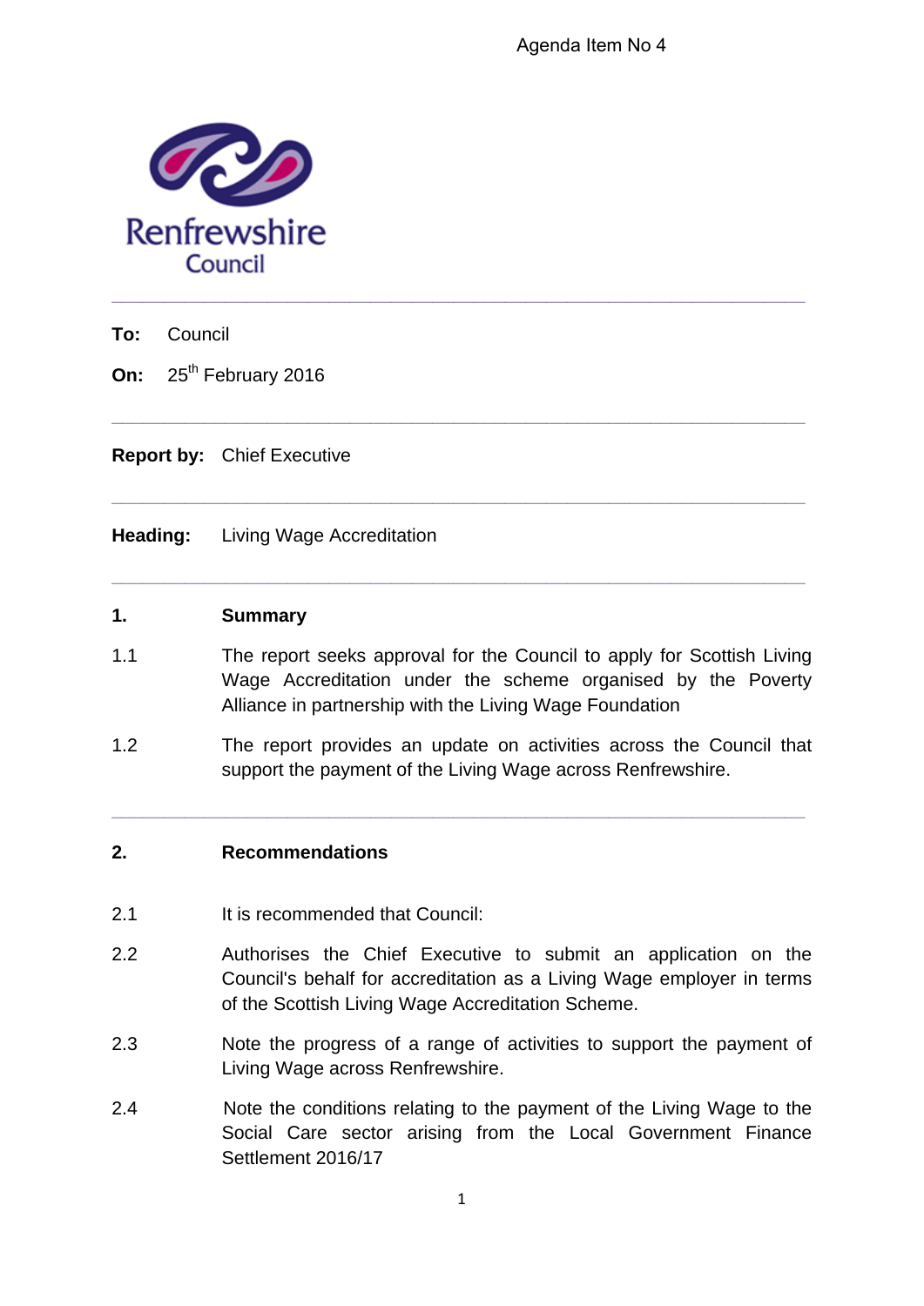Agenda Item No 4

Renfrewshire Council

---

**To:** Council

**On:** 25th February 2016

---

**Report by:** Chief Executive

---

**Heading:** Living Wage Accreditation

---

## 1. Summary

1.1 The report seeks approval for the Council to apply for Scottish Living Wage Accreditation under the scheme organised by the Poverty Alliance in partnership with the Living Wage Foundation

1.2 The report provides an update on activities across the Council that support the payment of the Living Wage across Renfrewshire.

---

## 2. Recommendations

2.1 It is recommended that Council:

2.2 Authorises the Chief Executive to submit an application on the Council's behalf for accreditation as a Living Wage employer in terms of the Scottish Living Wage Accreditation Scheme.

2.3 Note the progress of a range of activities to support the payment of Living Wage across Renfrewshire.

2.4 Note the conditions relating to the payment of the Living Wage to the Social Care sector arising from the Local Government Finance Settlement 2016/17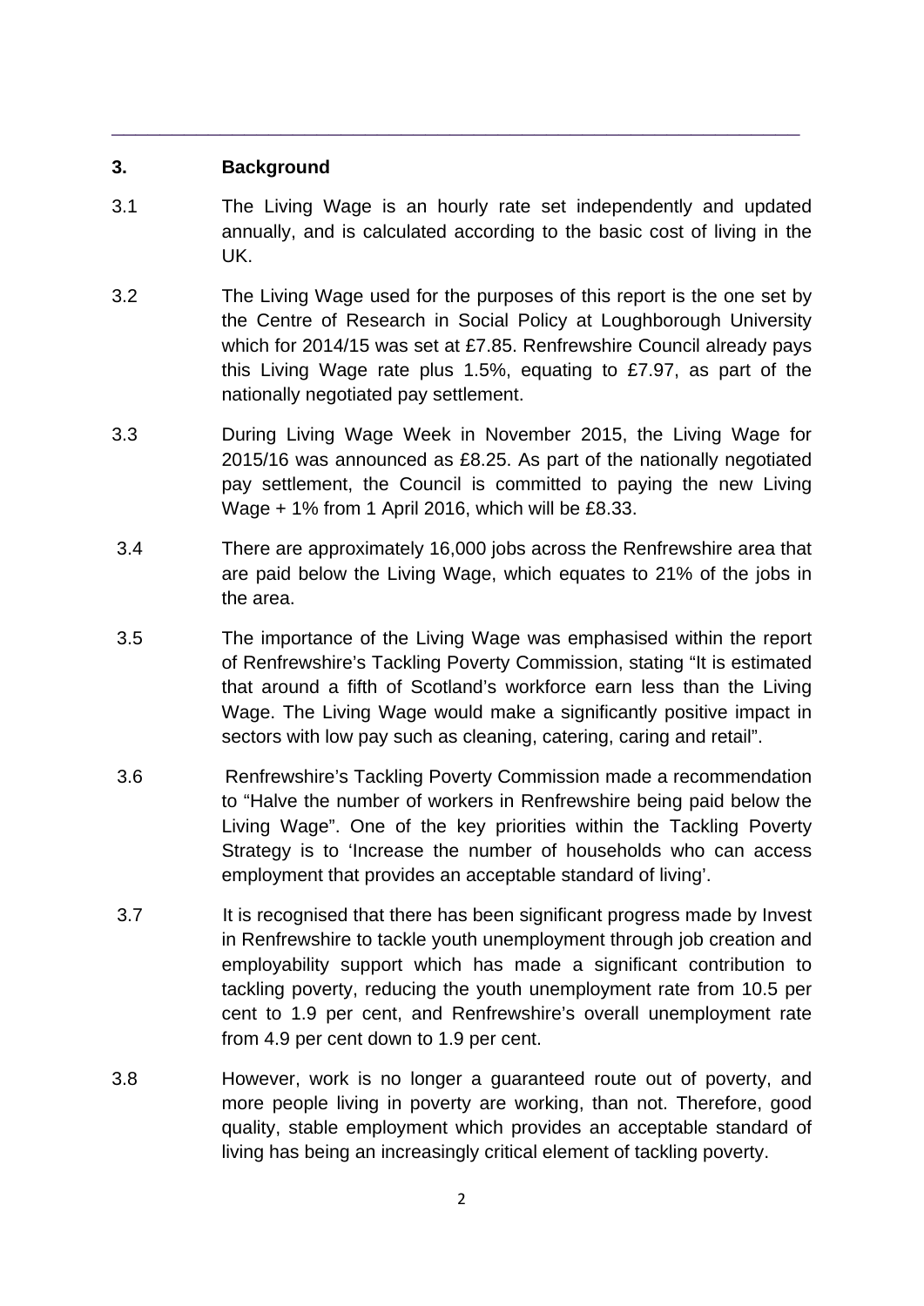## 3. Background

3.1 The Living Wage is an hourly rate set independently and updated annually, and is calculated according to the basic cost of living in the UK.

3.2 The Living Wage used for the purposes of this report is the one set by the Centre of Research in Social Policy at Loughborough University which for 2014/15 was set at £7.85. Renfrewshire Council already pays this Living Wage rate plus 1.5%, equating to £7.97, as part of the nationally negotiated pay settlement.

3.3 During Living Wage Week in November 2015, the Living Wage for 2015/16 was announced as £8.25. As part of the nationally negotiated pay settlement, the Council is committed to paying the new Living Wage + 1% from 1 April 2016, which will be £8.33.

3.4 There are approximately 16,000 jobs across the Renfrewshire area that are paid below the Living Wage, which equates to 21% of the jobs in the area.

3.5 The importance of the Living Wage was emphasised within the report of Renfrewshire's Tackling Poverty Commission, stating "It is estimated that around a fifth of Scotland's workforce earn less than the Living Wage. The Living Wage would make a significantly positive impact in sectors with low pay such as cleaning, catering, caring and retail".

3.6 Renfrewshire's Tackling Poverty Commission made a recommendation to "Halve the number of workers in Renfrewshire being paid below the Living Wage". One of the key priorities within the Tackling Poverty Strategy is to 'Increase the number of households who can access employment that provides an acceptable standard of living'.

3.7 It is recognised that there has been significant progress made by Invest in Renfrewshire to tackle youth unemployment through job creation and employability support which has made a significant contribution to tackling poverty, reducing the youth unemployment rate from 10.5 per cent to 1.9 per cent, and Renfrewshire's overall unemployment rate from 4.9 per cent down to 1.9 per cent.

3.8 However, work is no longer a guaranteed route out of poverty, and more people living in poverty are working, than not. Therefore, good quality, stable employment which provides an acceptable standard of living has being an increasingly critical element of tackling poverty.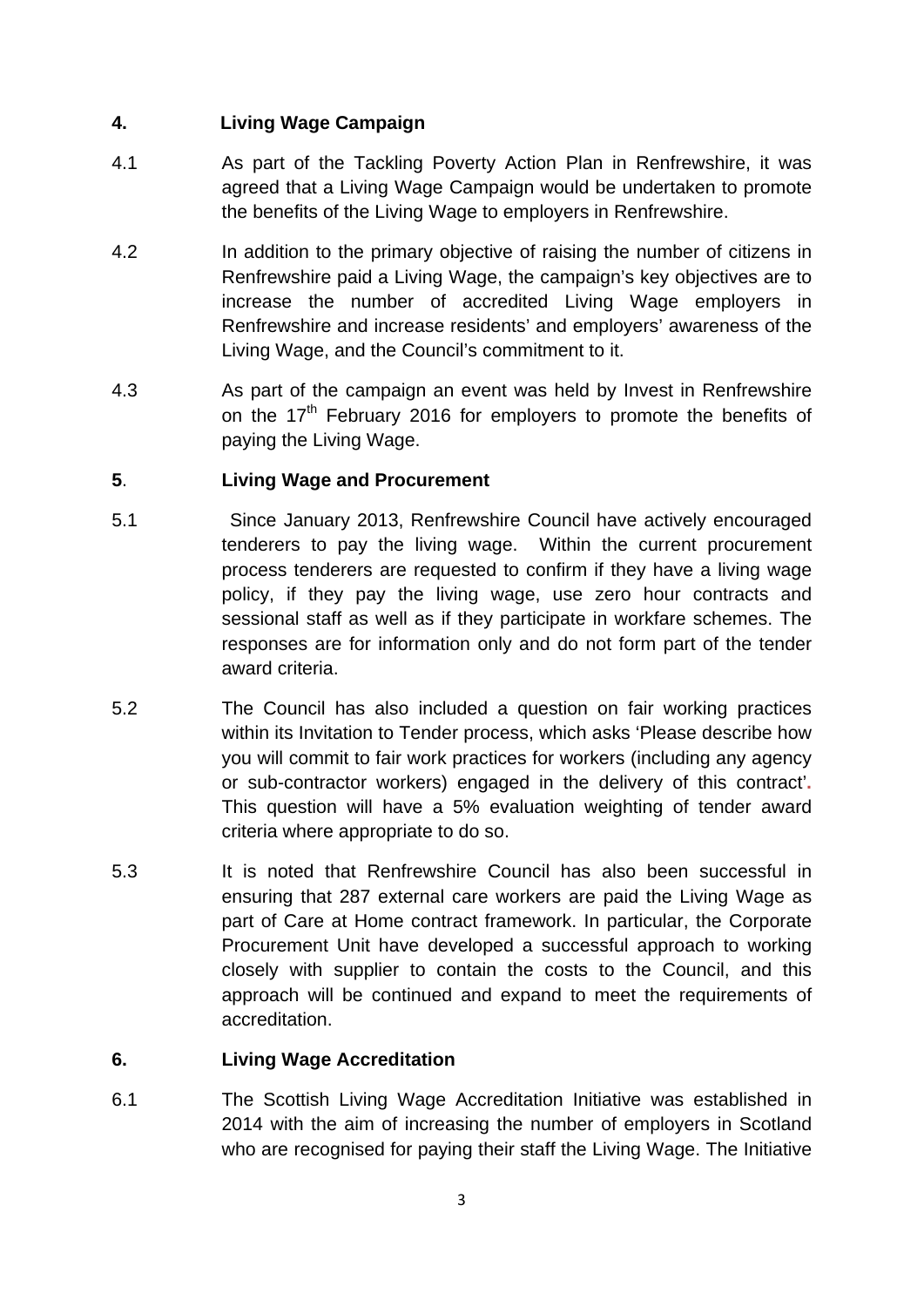## 4. Living Wage Campaign

4.1 As part of the Tackling Poverty Action Plan in Renfrewshire, it was agreed that a Living Wage Campaign would be undertaken to promote the benefits of the Living Wage to employers in Renfrewshire.

4.2 In addition to the primary objective of raising the number of citizens in Renfrewshire paid a Living Wage, the campaign's key objectives are to increase the number of accredited Living Wage employers in Renfrewshire and increase residents' and employers' awareness of the Living Wage, and the Council's commitment to it.

4.3 As part of the campaign an event was held by Invest in Renfrewshire on the 17th February 2016 for employers to promote the benefits of paying the Living Wage.

## 5. Living Wage and Procurement

5.1 Since January 2013, Renfrewshire Council have actively encouraged tenderers to pay the living wage. Within the current procurement process tenderers are requested to confirm if they have a living wage policy, if they pay the living wage, use zero hour contracts and sessional staff as well as if they participate in workfare schemes. The responses are for information only and do not form part of the tender award criteria.

5.2 The Council has also included a question on fair working practices within its Invitation to Tender process, which asks 'Please describe how you will commit to fair work practices for workers (including any agency or sub-contractor workers) engaged in the delivery of this contract'. This question will have a 5% evaluation weighting of tender award criteria where appropriate to do so.

5.3 It is noted that Renfrewshire Council has also been successful in ensuring that 287 external care workers are paid the Living Wage as part of Care at Home contract framework. In particular, the Corporate Procurement Unit have developed a successful approach to working closely with supplier to contain the costs to the Council, and this approach will be continued and expand to meet the requirements of accreditation.

## 6. Living Wage Accreditation

6.1 The Scottish Living Wage Accreditation Initiative was established in 2014 with the aim of increasing the number of employers in Scotland who are recognised for paying their staff the Living Wage. The Initiative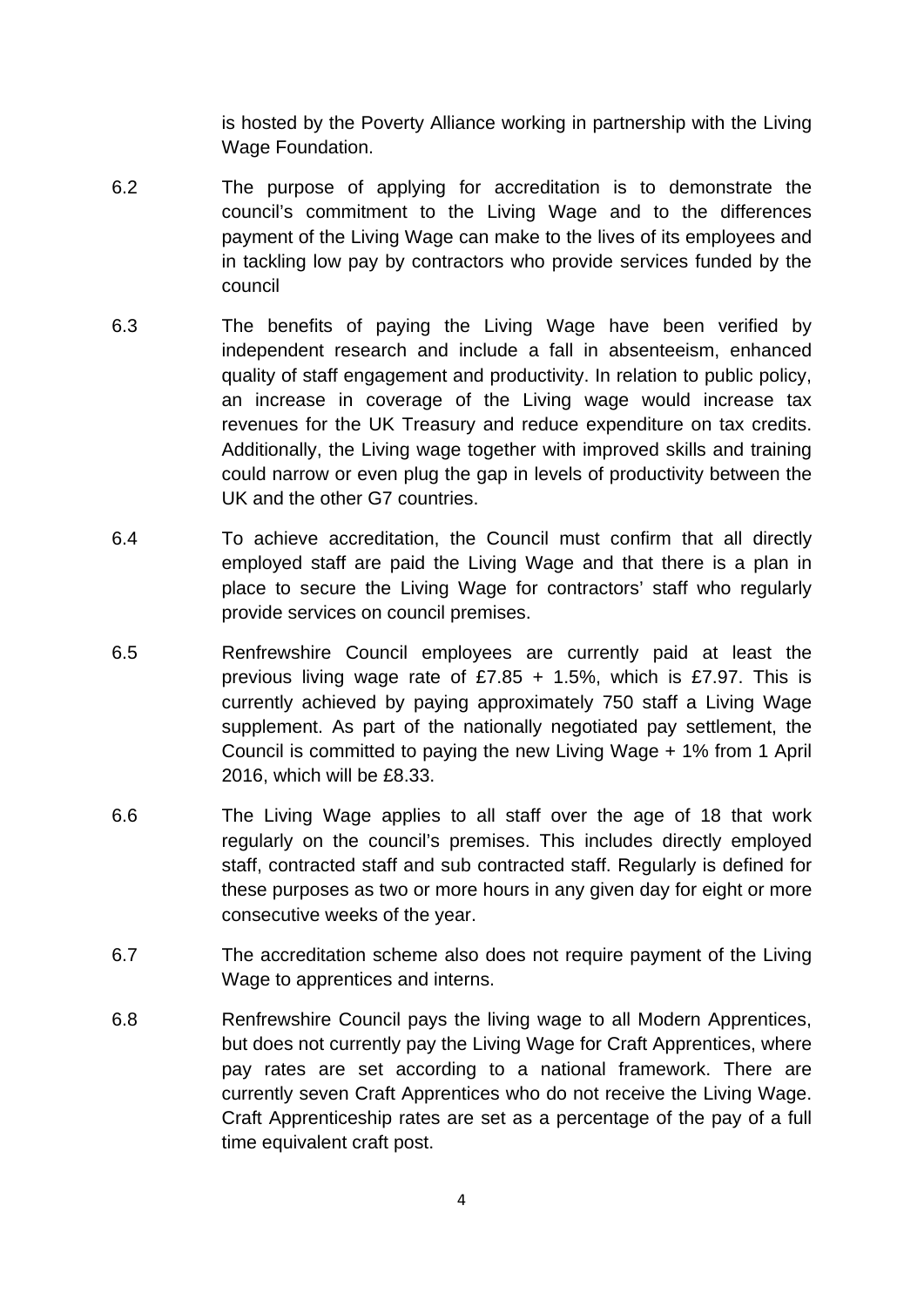is hosted by the Poverty Alliance working in partnership with the Living Wage Foundation.

6.2 The purpose of applying for accreditation is to demonstrate the council's commitment to the Living Wage and to the differences payment of the Living Wage can make to the lives of its employees and in tackling low pay by contractors who provide services funded by the council

6.3 The benefits of paying the Living Wage have been verified by independent research and include a fall in absenteeism, enhanced quality of staff engagement and productivity. In relation to public policy, an increase in coverage of the Living wage would increase tax revenues for the UK Treasury and reduce expenditure on tax credits. Additionally, the Living wage together with improved skills and training could narrow or even plug the gap in levels of productivity between the UK and the other G7 countries.

6.4 To achieve accreditation, the Council must confirm that all directly employed staff are paid the Living Wage and that there is a plan in place to secure the Living Wage for contractors' staff who regularly provide services on council premises.

6.5 Renfrewshire Council employees are currently paid at least the previous living wage rate of £7.85 + 1.5%, which is £7.97. This is currently achieved by paying approximately 750 staff a Living Wage supplement. As part of the nationally negotiated pay settlement, the Council is committed to paying the new Living Wage + 1% from 1 April 2016, which will be £8.33.

6.6 The Living Wage applies to all staff over the age of 18 that work regularly on the council's premises. This includes directly employed staff, contracted staff and sub contracted staff. Regularly is defined for these purposes as two or more hours in any given day for eight or more consecutive weeks of the year.

6.7 The accreditation scheme also does not require payment of the Living Wage to apprentices and interns.

6.8 Renfrewshire Council pays the living wage to all Modern Apprentices, but does not currently pay the Living Wage for Craft Apprentices, where pay rates are set according to a national framework. There are currently seven Craft Apprentices who do not receive the Living Wage. Craft Apprenticeship rates are set as a percentage of the pay of a full time equivalent craft post.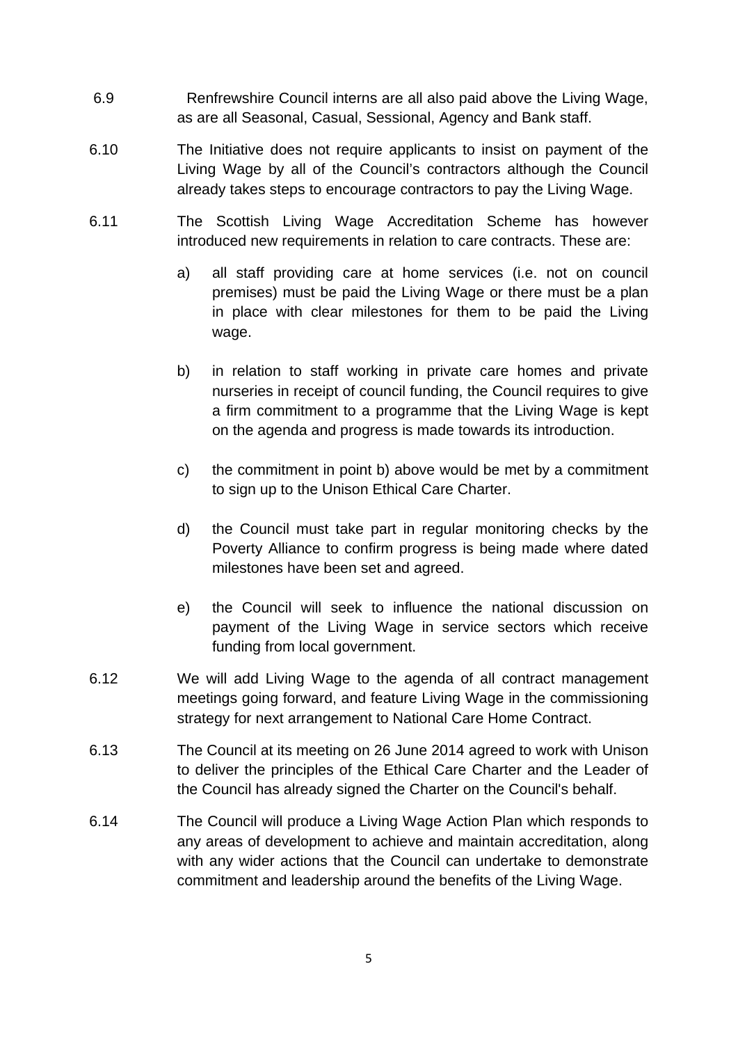6.9 Renfrewshire Council interns are all also paid above the Living Wage, as are all Seasonal, Casual, Sessional, Agency and Bank staff.

6.10 The Initiative does not require applicants to insist on payment of the Living Wage by all of the Council's contractors although the Council already takes steps to encourage contractors to pay the Living Wage.

6.11 The Scottish Living Wage Accreditation Scheme has however introduced new requirements in relation to care contracts. These are:

a) all staff providing care at home services (i.e. not on council premises) must be paid the Living Wage or there must be a plan in place with clear milestones for them to be paid the Living wage.

b) in relation to staff working in private care homes and private nurseries in receipt of council funding, the Council requires to give a firm commitment to a programme that the Living Wage is kept on the agenda and progress is made towards its introduction.

c) the commitment in point b) above would be met by a commitment to sign up to the Unison Ethical Care Charter.

d) the Council must take part in regular monitoring checks by the Poverty Alliance to confirm progress is being made where dated milestones have been set and agreed.

e) the Council will seek to influence the national discussion on payment of the Living Wage in service sectors which receive funding from local government.

6.12 We will add Living Wage to the agenda of all contract management meetings going forward, and feature Living Wage in the commissioning strategy for next arrangement to National Care Home Contract.

6.13 The Council at its meeting on 26 June 2014 agreed to work with Unison to deliver the principles of the Ethical Care Charter and the Leader of the Council has already signed the Charter on the Council's behalf.

6.14 The Council will produce a Living Wage Action Plan which responds to any areas of development to achieve and maintain accreditation, along with any wider actions that the Council can undertake to demonstrate commitment and leadership around the benefits of the Living Wage.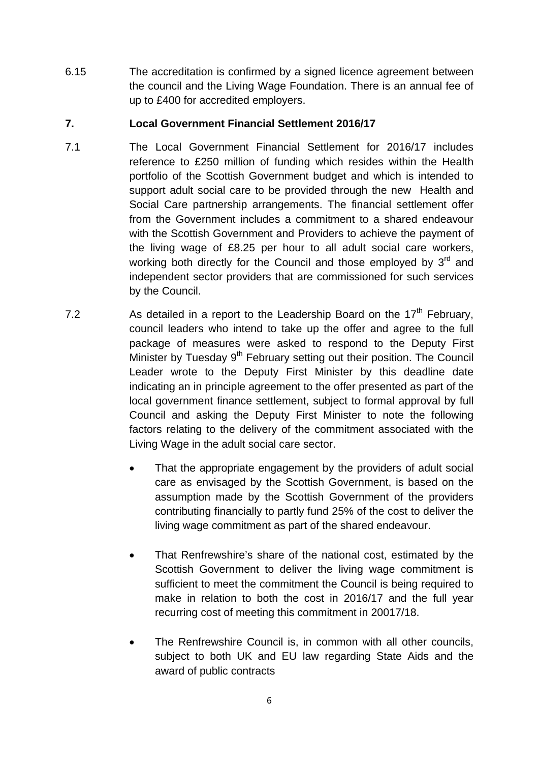6.15 The accreditation is confirmed by a signed licence agreement between the council and the Living Wage Foundation. There is an annual fee of up to £400 for accredited employers.

## 7. Local Government Financial Settlement 2016/17

7.1 The Local Government Financial Settlement for 2016/17 includes reference to £250 million of funding which resides within the Health portfolio of the Scottish Government budget and which is intended to support adult social care to be provided through the new Health and Social Care partnership arrangements. The financial settlement offer from the Government includes a commitment to a shared endeavour with the Scottish Government and Providers to achieve the payment of the living wage of £8.25 per hour to all adult social care workers, working both directly for the Council and those employed by 3rd and independent sector providers that are commissioned for such services by the Council.

7.2 As detailed in a report to the Leadership Board on the 17th February, council leaders who intend to take up the offer and agree to the full package of measures were asked to respond to the Deputy First Minister by Tuesday 9th February setting out their position. The Council Leader wrote to the Deputy First Minister by this deadline date indicating an in principle agreement to the offer presented as part of the local government finance settlement, subject to formal approval by full Council and asking the Deputy First Minister to note the following factors relating to the delivery of the commitment associated with the Living Wage in the adult social care sector.

- That the appropriate engagement by the providers of adult social care as envisaged by the Scottish Government, is based on the assumption made by the Scottish Government of the providers contributing financially to partly fund 25% of the cost to deliver the living wage commitment as part of the shared endeavour.

- That Renfrewshire's share of the national cost, estimated by the Scottish Government to deliver the living wage commitment is sufficient to meet the commitment the Council is being required to make in relation to both the cost in 2016/17 and the full year recurring cost of meeting this commitment in 20017/18.

- The Renfrewshire Council is, in common with all other councils, subject to both UK and EU law regarding State Aids and the award of public contracts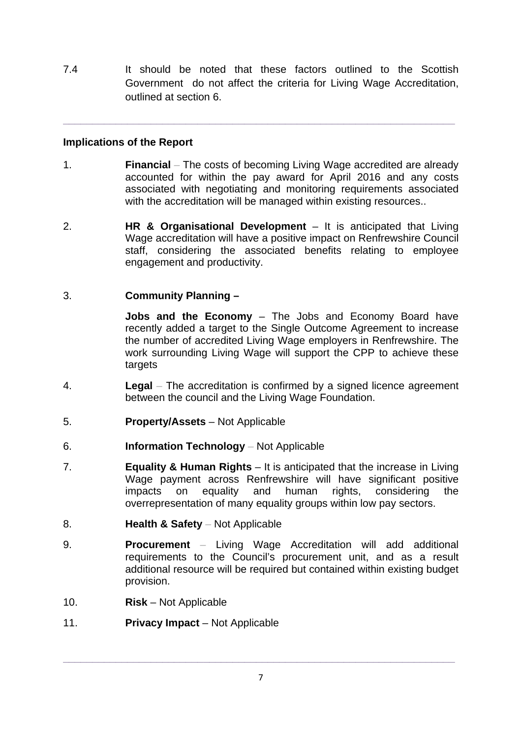7.4 It should be noted that these factors outlined to the Scottish Government do not affect the criteria for Living Wage Accreditation, outlined at section 6.

---

**Implications of the Report**

1. **Financial** – The costs of becoming Living Wage accredited are already accounted for within the pay award for April 2016 and any costs associated with negotiating and monitoring requirements associated with the accreditation will be managed within existing resources..

2. **HR & Organisational Development** – It is anticipated that Living Wage accreditation will have a positive impact on Renfrewshire Council staff, considering the associated benefits relating to employee engagement and productivity.

3. **Community Planning –**

   **Jobs and the Economy** – The Jobs and Economy Board have recently added a target to the Single Outcome Agreement to increase the number of accredited Living Wage employers in Renfrewshire. The work surrounding Living Wage will support the CPP to achieve these targets

4. **Legal** – The accreditation is confirmed by a signed licence agreement between the council and the Living Wage Foundation.

5. **Property/Assets** – Not Applicable

6. **Information Technology** – Not Applicable

7. **Equality & Human Rights** – It is anticipated that the increase in Living Wage payment across Renfrewshire will have significant positive impacts on equality and human rights, considering the overrepresentation of many equality groups within low pay sectors.

8. **Health & Safety** – Not Applicable

9. **Procurement** – Living Wage Accreditation will add additional requirements to the Council's procurement unit, and as a result additional resource will be required but contained within existing budget provision.

10. **Risk** – Not Applicable

11. **Privacy Impact** – Not Applicable

---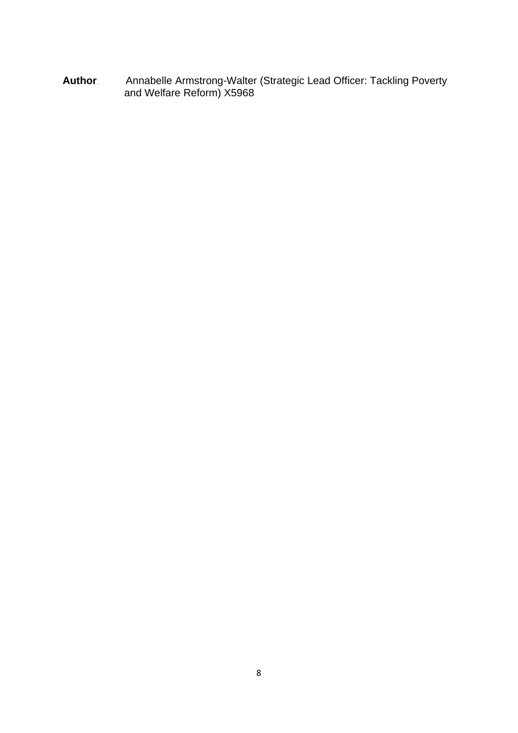**Author**: Annabelle Armstrong-Walter (Strategic Lead Officer: Tackling Poverty and Welfare Reform) X5968